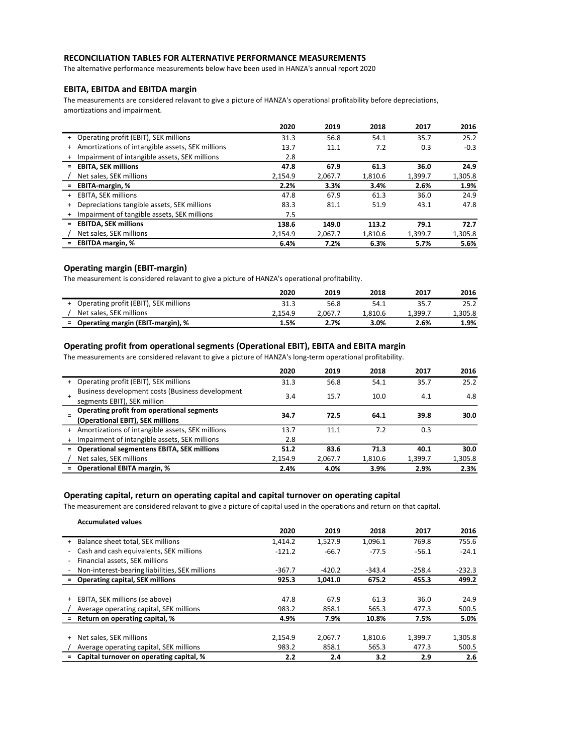## RECONCILIATION TABLES FOR ALTERNATIVE PERFORMANCE MEASUREMENTS

The alternative performance measurements below have been used in HANZA's annual report 2020

### EBITA, EBITDA and EBITDA margin

The measurements are considered relevant to give a picture of HANZA's operational profitability before depreciations, amortizations and impairment.

| | | 2020 | 2019 | 2018 | 2017 | 2016 |
|---|---|---|---|---|---|---|
| + | Operating profit (EBIT), SEK millions | 31.3 | 56.8 | 54.1 | 35.7 | 25.2 |
| + | Amortizations of intangible assets, SEK millions | 13.7 | 11.1 | 7.2 | 0.3 | -0.3 |
| + | Impairment of intangible assets, SEK millions | 2.8 | | | | |
| = | **EBITA, SEK millions** | **47.8** | **67.9** | **61.3** | **36.0** | **24.9** |
| / | Net sales, SEK millions | 2,154.9 | 2,067.7 | 1,810.6 | 1,399.7 | 1,305.8 |
| = | **EBITA-margin, %** | **2.2%** | **3.3%** | **3.4%** | **2.6%** | **1.9%** |
| + | EBITA, SEK millions | 47.8 | 67.9 | 61.3 | 36.0 | 24.9 |
| + | Depreciations tangible assets, SEK millions | 83.3 | 81.1 | 51.9 | 43.1 | 47.8 |
| + | Impairment of tangible assets, SEK millions | 7.5 | | | | |
| = | **EBITDA, SEK millions** | **138.6** | **149.0** | **113.2** | **79.1** | **72.7** |
| / | Net sales, SEK millions | 2,154.9 | 2,067.7 | 1,810.6 | 1,399.7 | 1,305.8 |
| = | **EBITDA margin, %** | **6.4%** | **7.2%** | **6.3%** | **5.7%** | **5.6%** |

### Operating margin (EBIT-margin)

The measurement is considered relavant to give a picture of HANZA's operational profitability.

| | | 2020 | 2019 | 2018 | 2017 | 2016 |
|---|---|---|---|---|---|---|
| + | Operating profit (EBIT), SEK millions | 31.3 | 56.8 | 54.1 | 35.7 | 25.2 |
| / | Net sales, SEK millions | 2,154.9 | 2,067.7 | 1,810.6 | 1,399.7 | 1,305.8 |
| = | **Operating margin (EBIT-margin), %** | **1.5%** | **2.7%** | **3.0%** | **2.6%** | **1.9%** |

### Operating profit from operational segments (Operational EBIT), EBITA and EBITA margin

The measurements are considered relevant to give a picture of HANZA's long-term operational profitability.

| | | 2020 | 2019 | 2018 | 2017 | 2016 |
|---|---|---|---|---|---|---|
| + | Operating profit (EBIT), SEK millions | 31.3 | 56.8 | 54.1 | 35.7 | 25.2 |
| + | Business development costs (Business development segments EBIT), SEK million | 3.4 | 15.7 | 10.0 | 4.1 | 4.8 |
| = | **Operating profit from operational segments (Operational EBIT), SEK millions** | **34.7** | **72.5** | **64.1** | **39.8** | **30.0** |
| + | Amortizations of intangible assets, SEK millions | 13.7 | 11.1 | 7.2 | 0.3 | |
| + | Impairment of intangible assets, SEK millions | 2.8 | | | | |
| = | **Operational segmentens EBITA, SEK millions** | **51.2** | **83.6** | **71.3** | **40.1** | **30.0** |
| / | Net sales, SEK millions | 2,154.9 | 2,067.7 | 1,810.6 | 1,399.7 | 1,305.8 |
| = | **Operational EBITA margin, %** | **2.4%** | **4.0%** | **3.9%** | **2.9%** | **2.3%** |

### Operating capital, return on operating capital and capital turnover on operating capital

The measurement are considered relavant to give a picture of capital used in the operations and return on that capital.

**Accumulated values**

| | | 2020 | 2019 | 2018 | 2017 | 2016 |
|---|---|---|---|---|---|---|
| + | Balance sheet total, SEK millions | 1,414.2 | 1,527.9 | 1,096.1 | 769.8 | 755.6 |
| - | Cash and cash equivalents, SEK millions | -121.2 | -66.7 | -77.5 | -56.1 | -24.1 |
| - | Financial assets, SEK millions | | | | | |
| - | Non-interest-bearing liabilities, SEK millions | -367.7 | -420.2 | -343.4 | -258.4 | -232.3 |
| = | **Operating capital, SEK millions** | **925.3** | **1,041.0** | **675.2** | **455.3** | **499.2** |
| | | | | | | |
| + | EBITA, SEK millions (se above) | 47.8 | 67.9 | 61.3 | 36.0 | 24.9 |
| / | Average operating capital, SEK millions | 983.2 | 858.1 | 565.3 | 477.3 | 500.5 |
| = | **Return on operating capital, %** | **4.9%** | **7.9%** | **10.8%** | **7.5%** | **5.0%** |
| | | | | | | |
| + | Net sales, SEK millions | 2,154.9 | 2,067.7 | 1,810.6 | 1,399.7 | 1,305.8 |
| / | Average operating capital, SEK millions | 983.2 | 858.1 | 565.3 | 477.3 | 500.5 |
| = | **Capital turnover on operating capital, %** | **2.2** | **2.4** | **3.2** | **2.9** | **2.6** |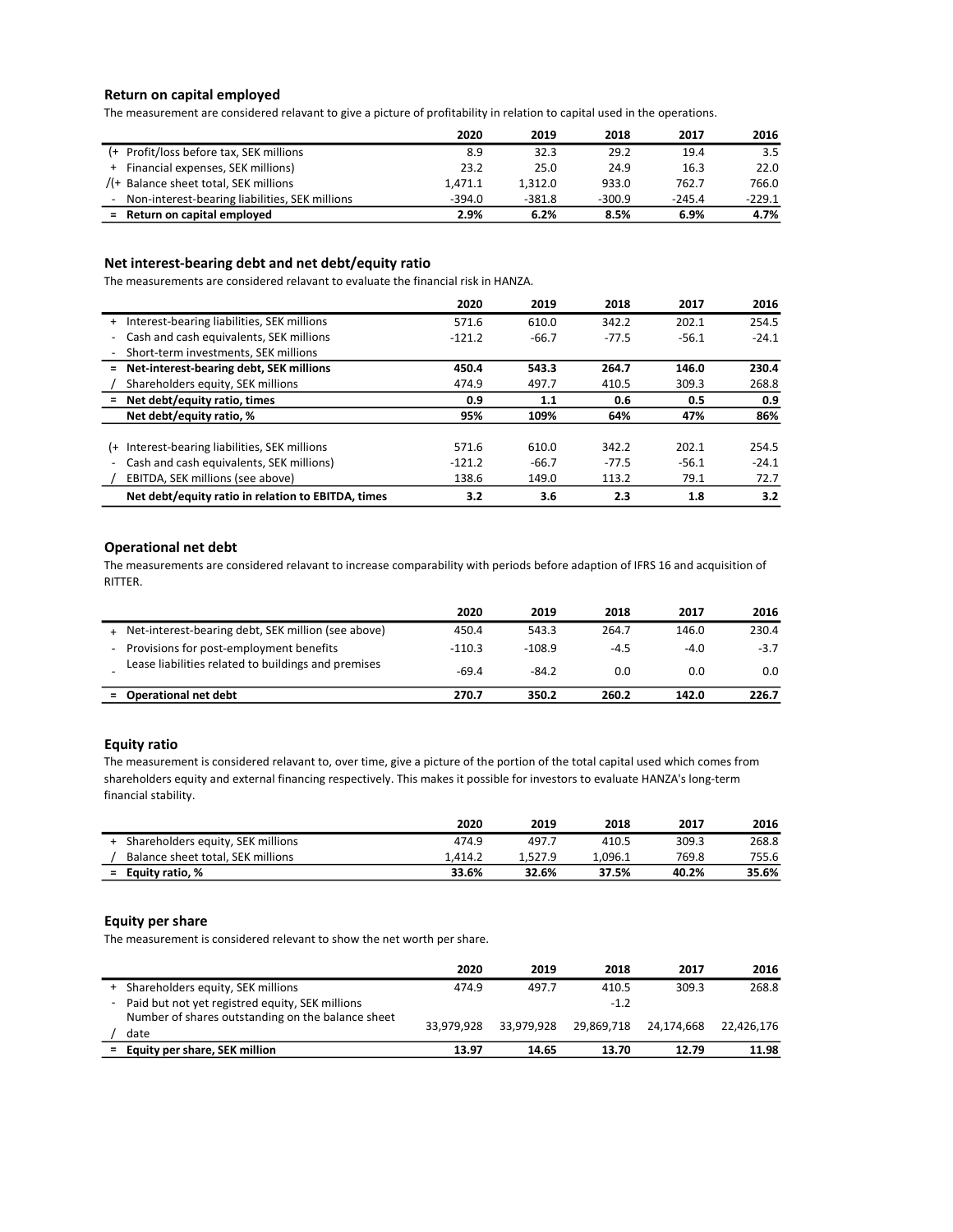### Return on capital employed

The measurement are considered relavant to give a picture of profitability in relation to capital used in the operations.

| | 2020 | 2019 | 2018 | 2017 | 2016 |
|---|---|---|---|---|---|
| (+ Profit/loss before tax, SEK millions | 8.9 | 32.3 | 29.2 | 19.4 | 3.5 |
| + Financial expenses, SEK millions) | 23.2 | 25.0 | 24.9 | 16.3 | 22.0 |
| /(+ Balance sheet total, SEK millions | 1,471.1 | 1,312.0 | 933.0 | 762.7 | 766.0 |
| - Non-interest-bearing liabilities, SEK millions | -394.0 | -381.8 | -300.9 | -245.4 | -229.1 |
| **= Return on capital employed** | **2.9%** | **6.2%** | **8.5%** | **6.9%** | **4.7%** |

### Net interest-bearing debt and net debt/equity ratio

The measurements are considered relavant to evaluate the financial risk in HANZA.

| | 2020 | 2019 | 2018 | 2017 | 2016 |
|---|---|---|---|---|---|
| + Interest-bearing liabilities, SEK millions | 571.6 | 610.0 | 342.2 | 202.1 | 254.5 |
| - Cash and cash equivalents, SEK millions | -121.2 | -66.7 | -77.5 | -56.1 | -24.1 |
| - Short-term investments, SEK millions | | | | | |
| **= Net-interest-bearing debt, SEK millions** | **450.4** | **543.3** | **264.7** | **146.0** | **230.4** |
| / Shareholders equity, SEK millions | 474.9 | 497.7 | 410.5 | 309.3 | 268.8 |
| **= Net debt/equity ratio, times** | **0.9** | **1.1** | **0.6** | **0.5** | **0.9** |
| **Net debt/equity ratio, %** | **95%** | **109%** | **64%** | **47%** | **86%** |
| | | | | | |
| (+ Interest-bearing liabilities, SEK millions | 571.6 | 610.0 | 342.2 | 202.1 | 254.5 |
| - Cash and cash equivalents, SEK millions) | -121.2 | -66.7 | -77.5 | -56.1 | -24.1 |
| / EBITDA, SEK millions (see above) | 138.6 | 149.0 | 113.2 | 79.1 | 72.7 |
| **Net debt/equity ratio in relation to EBITDA, times** | **3.2** | **3.6** | **2.3** | **1.8** | **3.2** |

### Operational net debt

The measurements are considered relavant to increase comparability with periods before adaption of IFRS 16 and acquisition of RITTER.

| | 2020 | 2019 | 2018 | 2017 | 2016 |
|---|---|---|---|---|---|
| + Net-interest-bearing debt, SEK million (see above) | 450.4 | 543.3 | 264.7 | 146.0 | 230.4 |
| - Provisions for post-employment benefits | -110.3 | -108.9 | -4.5 | -4.0 | -3.7 |
| - Lease liabilities related to buildings and premises | -69.4 | -84.2 | 0.0 | 0.0 | 0.0 |
| **= Operational net debt** | **270.7** | **350.2** | **260.2** | **142.0** | **226.7** |

### Equity ratio

The measurement is considered relavant to, over time, give a picture of the portion of the total capital used which comes from shareholders equity and external financing respectively. This makes it possible for investors to evaluate HANZA's long-term financial stability.

| | 2020 | 2019 | 2018 | 2017 | 2016 |
|---|---|---|---|---|---|
| + Shareholders equity, SEK millions | 474.9 | 497.7 | 410.5 | 309.3 | 268.8 |
| / Balance sheet total, SEK millions | 1,414.2 | 1,527.9 | 1,096.1 | 769.8 | 755.6 |
| **= Equity ratio, %** | **33.6%** | **32.6%** | **37.5%** | **40.2%** | **35.6%** |

### Equity per share

The measurement is considered relevant to show the net worth per share.

| | 2020 | 2019 | 2018 | 2017 | 2016 |
|---|---|---|---|---|---|
| + Shareholders equity, SEK millions | 474.9 | 497.7 | 410.5 | 309.3 | 268.8 |
| - Paid but not yet registred equity, SEK millions | | | -1.2 | | |
| / Number of shares outstanding on the balance sheet date | 33,979,928 | 33,979,928 | 29,869,718 | 24,174,668 | 22,426,176 |
| **= Equity per share, SEK million** | **13.97** | **14.65** | **13.70** | **12.79** | **11.98** |